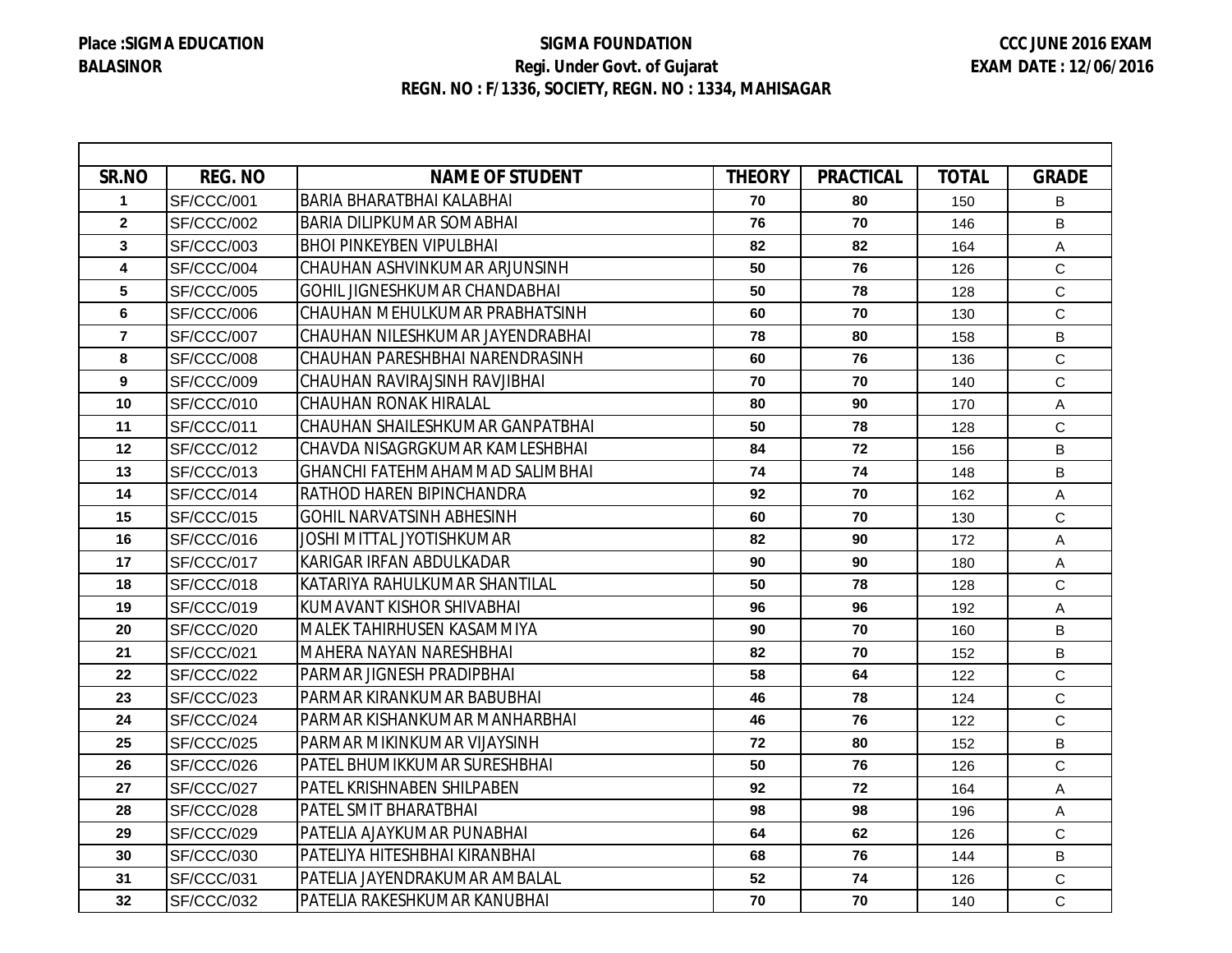Place :SIGMA EDUCATION
BALASINOR

**SIGMA FOUNDATION**
**Regi. Under Govt. of Gujarat**
**REGN. NO : F/1336, SOCIETY, REGN. NO : 1334, MAHISAGAR**

CCC JUNE 2016 EXAM
EXAM DATE : 12/06/2016

| SR.NO | REG. NO | NAME OF STUDENT | THEORY | PRACTICAL | TOTAL | GRADE |
|---|---|---|---|---|---|---|
| 1 | SF/CCC/001 | BARIA BHARATBHAI KALABHAI | 70 | 80 | 150 | B |
| 2 | SF/CCC/002 | BARIA DILIPKUMAR SOMABHAI | 76 | 70 | 146 | B |
| 3 | SF/CCC/003 | BHOI PINKEYBEN VIPULBHAI | 82 | 82 | 164 | A |
| 4 | SF/CCC/004 | CHAUHAN ASHVINKUMAR ARJUNSINH | 50 | 76 | 126 | C |
| 5 | SF/CCC/005 | GOHIL JIGNESHKUMAR CHANDABHAI | 50 | 78 | 128 | C |
| 6 | SF/CCC/006 | CHAUHAN MEHULKUMAR PRABHATSINH | 60 | 70 | 130 | C |
| 7 | SF/CCC/007 | CHAUHAN NILESHKUMAR JAYENDRABHAI | 78 | 80 | 158 | B |
| 8 | SF/CCC/008 | CHAUHAN PARESHBHAI NARENDRASINH | 60 | 76 | 136 | C |
| 9 | SF/CCC/009 | CHAUHAN RAVIRAJSINH RAVJIBHAI | 70 | 70 | 140 | C |
| 10 | SF/CCC/010 | CHAUHAN RONAK HIRALAL | 80 | 90 | 170 | A |
| 11 | SF/CCC/011 | CHAUHAN SHAILESHKUMAR GANPATBHAI | 50 | 78 | 128 | C |
| 12 | SF/CCC/012 | CHAVDA NISAGRGKUMAR KAMLESHBHAI | 84 | 72 | 156 | B |
| 13 | SF/CCC/013 | GHANCHI FATEHMAHAMMAD SALIMBHAI | 74 | 74 | 148 | B |
| 14 | SF/CCC/014 | RATHOD HAREN BIPINCHANDRA | 92 | 70 | 162 | A |
| 15 | SF/CCC/015 | GOHIL NARVATSINH ABHESINH | 60 | 70 | 130 | C |
| 16 | SF/CCC/016 | JOSHI MITTAL JYOTISHKUMAR | 82 | 90 | 172 | A |
| 17 | SF/CCC/017 | KARIGAR IRFAN ABDULKADAR | 90 | 90 | 180 | A |
| 18 | SF/CCC/018 | KATARIYA RAHULKUMAR SHANTILAL | 50 | 78 | 128 | C |
| 19 | SF/CCC/019 | KUMAVANT KISHOR SHIVABHAI | 96 | 96 | 192 | A |
| 20 | SF/CCC/020 | MALEK TAHIRHUSEN KASAMMIYA | 90 | 70 | 160 | B |
| 21 | SF/CCC/021 | MAHERA NAYAN NARESHBHAI | 82 | 70 | 152 | B |
| 22 | SF/CCC/022 | PARMAR JIGNESH PRADIPBHAI | 58 | 64 | 122 | C |
| 23 | SF/CCC/023 | PARMAR KIRANKUMAR BABUBHAI | 46 | 78 | 124 | C |
| 24 | SF/CCC/024 | PARMAR KISHANKUMAR MANHARBHAI | 46 | 76 | 122 | C |
| 25 | SF/CCC/025 | PARMAR MIKINKUMAR VIJAYSINH | 72 | 80 | 152 | B |
| 26 | SF/CCC/026 | PATEL BHUMIKKUMAR SURESHBHAI | 50 | 76 | 126 | C |
| 27 | SF/CCC/027 | PATEL KRISHNABEN SHILPABEN | 92 | 72 | 164 | A |
| 28 | SF/CCC/028 | PATEL SMIT BHARATBHAI | 98 | 98 | 196 | A |
| 29 | SF/CCC/029 | PATELIA AJAYKUMAR PUNABHAI | 64 | 62 | 126 | C |
| 30 | SF/CCC/030 | PATELIYA HITESHBHAI KIRANBHAI | 68 | 76 | 144 | B |
| 31 | SF/CCC/031 | PATELIA JAYENDRAKUMAR AMBALAL | 52 | 74 | 126 | C |
| 32 | SF/CCC/032 | PATELIA RAKESHKUMAR KANUBHAI | 70 | 70 | 140 | C |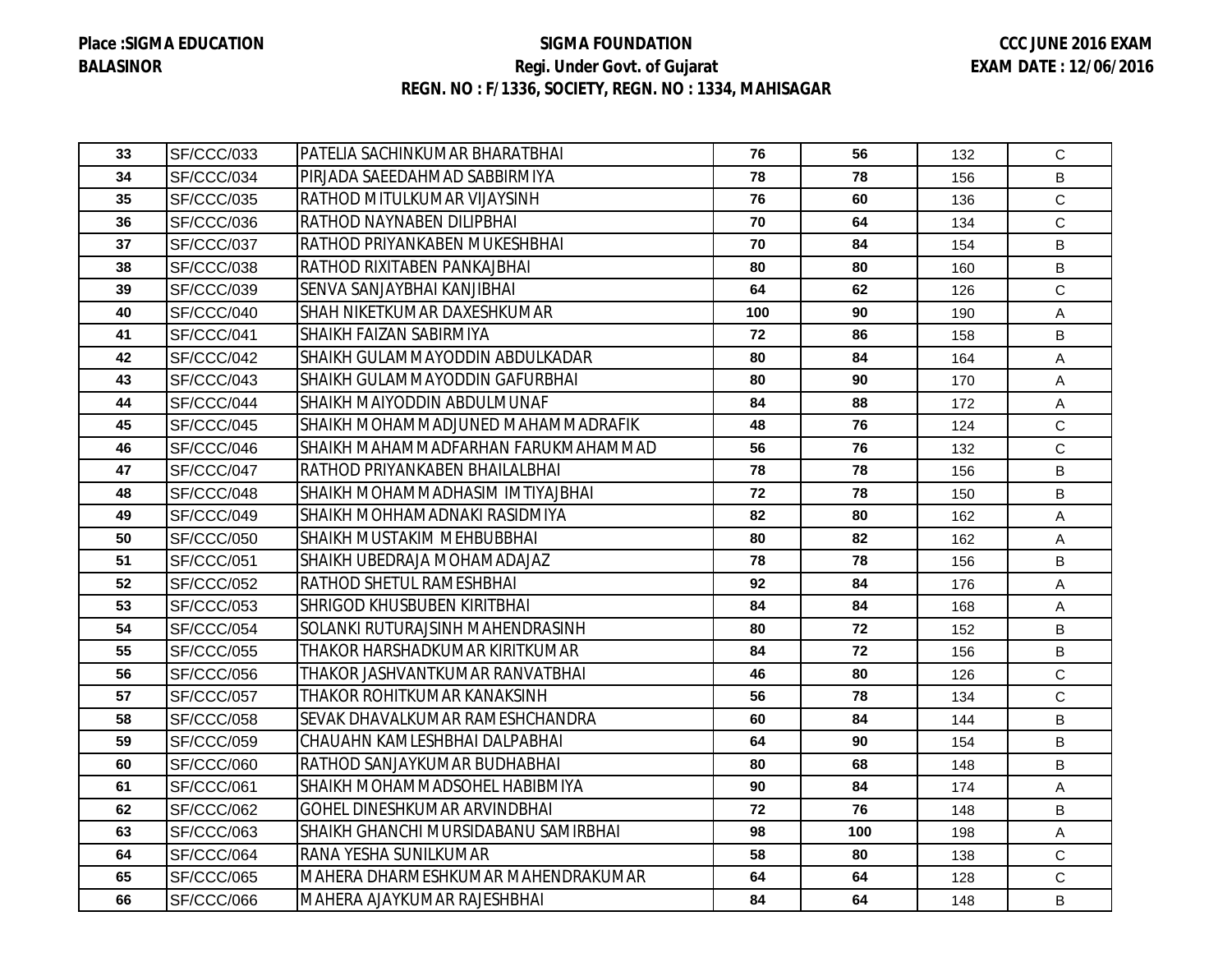Place :SIGMA EDUCATION
BALASINOR

**SIGMA FOUNDATION**
**Regi. Under Govt. of Gujarat**
**REGN. NO : F/1336, SOCIETY, REGN. NO : 1334, MAHISAGAR**

CCC JUNE 2016 EXAM
EXAM DATE : 12/06/2016

| | | | | | | |
|---|---|---|---|---|---|---|
| 33 | SF/CCC/033 | PATELIA SACHINKUMAR BHARATBHAI | 76 | 56 | 132 | C |
| 34 | SF/CCC/034 | PIRJADA SAEEDAHMAD SABBIRMIYA | 78 | 78 | 156 | B |
| 35 | SF/CCC/035 | RATHOD MITULKUMAR VIJAYSINH | 76 | 60 | 136 | C |
| 36 | SF/CCC/036 | RATHOD NAYNABEN DILIPBHAI | 70 | 64 | 134 | C |
| 37 | SF/CCC/037 | RATHOD PRIYANKABEN MUKESHBHAI | 70 | 84 | 154 | B |
| 38 | SF/CCC/038 | RATHOD RIXITABEN PANKAJBHAI | 80 | 80 | 160 | B |
| 39 | SF/CCC/039 | SENVA SANJAYBHAI KANJIBHAI | 64 | 62 | 126 | C |
| 40 | SF/CCC/040 | SHAH NIKETKUMAR DAXESHKUMAR | 100 | 90 | 190 | A |
| 41 | SF/CCC/041 | SHAIKH FAIZAN SABIRMIYA | 72 | 86 | 158 | B |
| 42 | SF/CCC/042 | SHAIKH GULAMMAYODDIN ABDULKADAR | 80 | 84 | 164 | A |
| 43 | SF/CCC/043 | SHAIKH GULAMMAYODDIN GAFURBHAI | 80 | 90 | 170 | A |
| 44 | SF/CCC/044 | SHAIKH MAIYODDIN ABDULMUNAF | 84 | 88 | 172 | A |
| 45 | SF/CCC/045 | SHAIKH MOHAMMADJUNED MAHAMMADRAFIK | 48 | 76 | 124 | C |
| 46 | SF/CCC/046 | SHAIKH MAHAMMADFARHAN FARUKMAHAMMAD | 56 | 76 | 132 | C |
| 47 | SF/CCC/047 | RATHOD PRIYANKABEN BHAILALBHAI | 78 | 78 | 156 | B |
| 48 | SF/CCC/048 | SHAIKH MOHAMMADHASIM IMTIYAJBHAI | 72 | 78 | 150 | B |
| 49 | SF/CCC/049 | SHAIKH MOHHAMADNAKI RASIDMIYA | 82 | 80 | 162 | A |
| 50 | SF/CCC/050 | SHAIKH MUSTAKIM MEHBUBBHAI | 80 | 82 | 162 | A |
| 51 | SF/CCC/051 | SHAIKH UBEDRAJA MOHAMADAJAZ | 78 | 78 | 156 | B |
| 52 | SF/CCC/052 | RATHOD SHETUL RAMESHBHAI | 92 | 84 | 176 | A |
| 53 | SF/CCC/053 | SHRIGOD KHUSBUBEN KIRITBHAI | 84 | 84 | 168 | A |
| 54 | SF/CCC/054 | SOLANKI RUTURAJSINH MAHENDRASINH | 80 | 72 | 152 | B |
| 55 | SF/CCC/055 | THAKOR HARSHADKUMAR KIRITKUMAR | 84 | 72 | 156 | B |
| 56 | SF/CCC/056 | THAKOR JASHVANTKUMAR RANVATBHAI | 46 | 80 | 126 | C |
| 57 | SF/CCC/057 | THAKOR ROHITKUMAR KANAKSINH | 56 | 78 | 134 | C |
| 58 | SF/CCC/058 | SEVAK DHAVALKUMAR RAMESHCHANDRA | 60 | 84 | 144 | B |
| 59 | SF/CCC/059 | CHAUAHN KAMLESHBHAI DALPABHAI | 64 | 90 | 154 | B |
| 60 | SF/CCC/060 | RATHOD SANJAYKUMAR BUDHABHAI | 80 | 68 | 148 | B |
| 61 | SF/CCC/061 | SHAIKH MOHAMMADSOHEL HABIBMIYA | 90 | 84 | 174 | A |
| 62 | SF/CCC/062 | GOHEL DINESHKUMAR ARVINDBHAI | 72 | 76 | 148 | B |
| 63 | SF/CCC/063 | SHAIKH GHANCHI MURSIDABANU SAMIRBHAI | 98 | 100 | 198 | A |
| 64 | SF/CCC/064 | RANA YESHA SUNILKUMAR | 58 | 80 | 138 | C |
| 65 | SF/CCC/065 | MAHERA DHARMESHKUMAR MAHENDRAKUMAR | 64 | 64 | 128 | C |
| 66 | SF/CCC/066 | MAHERA AJAYKUMAR RAJESHBHAI | 84 | 64 | 148 | B |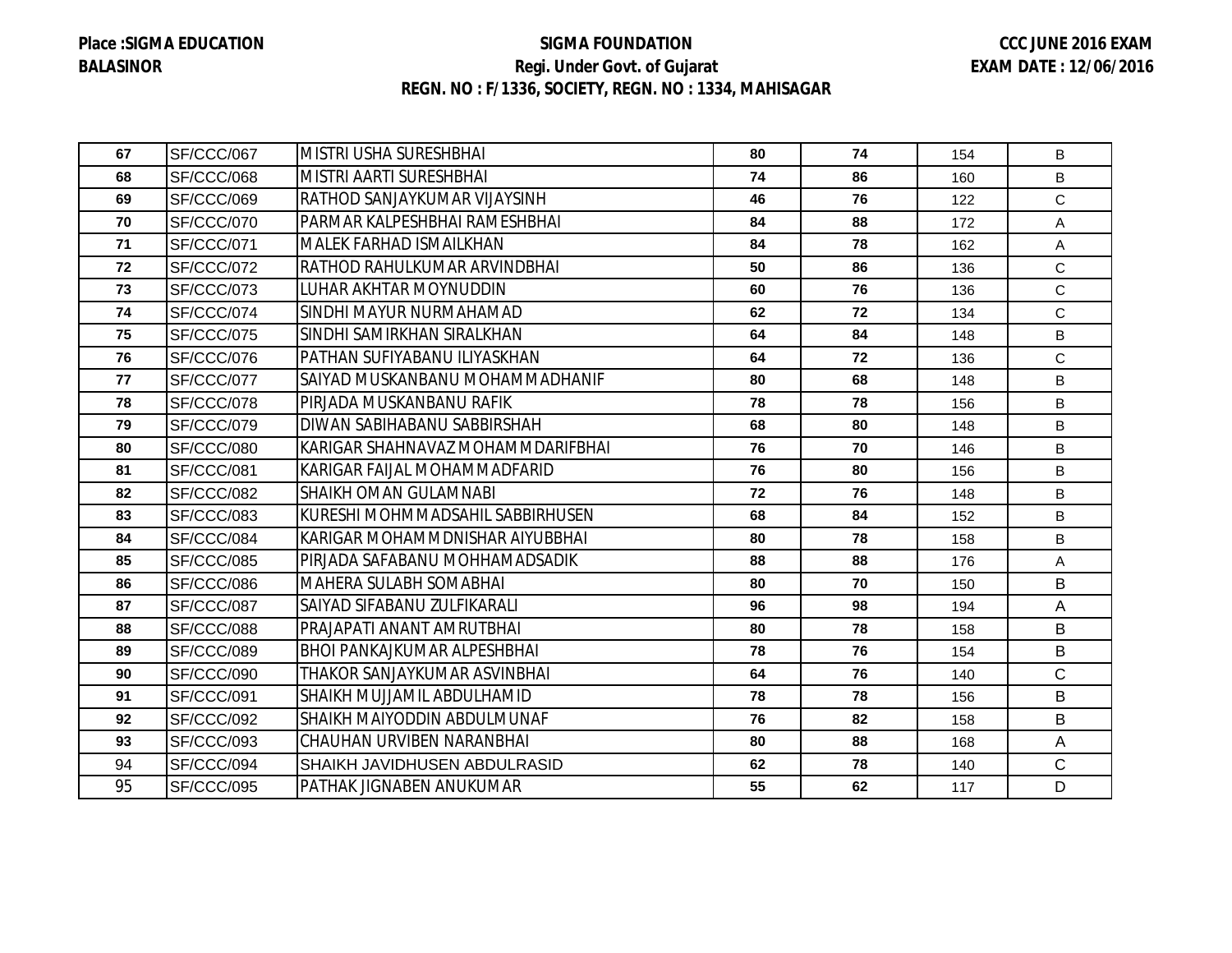**Place :SIGMA EDUCATION BALASINOR**

**SIGMA FOUNDATION**
**Regi. Under Govt. of Gujarat**
**REGN. NO : F/1336, SOCIETY, REGN. NO : 1334, MAHISAGAR**

**CCC JUNE 2016 EXAM**
**EXAM DATE : 12/06/2016**

| | | | | | | |
|---|---|---|---|---|---|---|
| 67 | SF/CCC/067 | MISTRI USHA SURESHBHAI | 80 | 74 | 154 | B |
| 68 | SF/CCC/068 | MISTRI AARTI SURESHBHAI | 74 | 86 | 160 | B |
| 69 | SF/CCC/069 | RATHOD SANJAYKUMAR VIJAYSINH | 46 | 76 | 122 | C |
| 70 | SF/CCC/070 | PARMAR KALPESHBHAI RAMESHBHAI | 84 | 88 | 172 | A |
| 71 | SF/CCC/071 | MALEK FARHAD ISMAILKHAN | 84 | 78 | 162 | A |
| 72 | SF/CCC/072 | RATHOD RAHULKUMAR ARVINDBHAI | 50 | 86 | 136 | C |
| 73 | SF/CCC/073 | LUHAR AKHTAR MOYNUDDIN | 60 | 76 | 136 | C |
| 74 | SF/CCC/074 | SINDHI MAYUR NURMAHAMAD | 62 | 72 | 134 | C |
| 75 | SF/CCC/075 | SINDHI SAMIRKHAN SIRALKHAN | 64 | 84 | 148 | B |
| 76 | SF/CCC/076 | PATHAN SUFIYABANU ILIYASKHAN | 64 | 72 | 136 | C |
| 77 | SF/CCC/077 | SAIYAD MUSKANBANU MOHAMMADHANIF | 80 | 68 | 148 | B |
| 78 | SF/CCC/078 | PIRJADA MUSKANBANU RAFIK | 78 | 78 | 156 | B |
| 79 | SF/CCC/079 | DIWAN SABIHABANU SABBIRSHAH | 68 | 80 | 148 | B |
| 80 | SF/CCC/080 | KARIGAR SHAHNAVAZ MOHAMMDARIFBHAI | 76 | 70 | 146 | B |
| 81 | SF/CCC/081 | KARIGAR FAIJAL MOHAMMADFARID | 76 | 80 | 156 | B |
| 82 | SF/CCC/082 | SHAIKH OMAN GULAMNABI | 72 | 76 | 148 | B |
| 83 | SF/CCC/083 | KURESHI MOHMMADSAHIL SABBIRHUSEN | 68 | 84 | 152 | B |
| 84 | SF/CCC/084 | KARIGAR MOHAMMDNISHAR AIYUBBHAI | 80 | 78 | 158 | B |
| 85 | SF/CCC/085 | PIRJADA SAFABANU MOHHAMADSADIK | 88 | 88 | 176 | A |
| 86 | SF/CCC/086 | MAHERA SULABH SOMABHAI | 80 | 70 | 150 | B |
| 87 | SF/CCC/087 | SAIYAD SIFABANU ZULFIKARALI | 96 | 98 | 194 | A |
| 88 | SF/CCC/088 | PRAJAPATI ANANT AMRUTBHAI | 80 | 78 | 158 | B |
| 89 | SF/CCC/089 | BHOI PANKAJKUMAR ALPESHBHAI | 78 | 76 | 154 | B |
| 90 | SF/CCC/090 | THAKOR SANJAYKUMAR ASVINBHAI | 64 | 76 | 140 | C |
| 91 | SF/CCC/091 | SHAIKH MUJJAMIL ABDULHAMID | 78 | 78 | 156 | B |
| 92 | SF/CCC/092 | SHAIKH MAIYODDIN ABDULMUNAF | 76 | 82 | 158 | B |
| 93 | SF/CCC/093 | CHAUHAN URVIBEN NARANBHAI | 80 | 88 | 168 | A |
| 94 | SF/CCC/094 | SHAIKH JAVIDHUSEN ABDULRASID | 62 | 78 | 140 | C |
| 95 | SF/CCC/095 | PATHAK JIGNABEN ANUKUMAR | 55 | 62 | 117 | D |